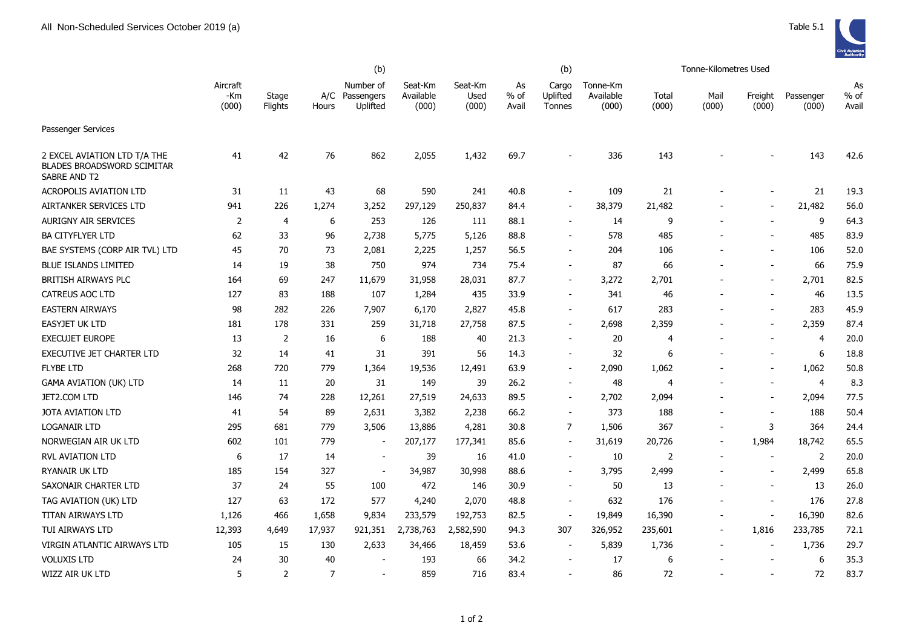All Non-Scheduled Services October 2019 (a)

Table 5.1

| | Aircraft -Km (000) | Stage Flights | A/C Hours | (b) Number of Passengers Uplifted | Seat-Km Available (000) | Seat-Km Used (000) | As % of Avail | (b) Cargo Uplifted Tonnes | Tonne-Km Available (000) | Tonne-Kilometres Used Total (000) | Mail (000) | Freight (000) | Passenger (000) | As % of Avail |
|---|---|---|---|---|---|---|---|---|---|---|---|---|---|---|
| Passenger Services | | | | | | | | | | | | | | |
| 2 EXCEL AVIATION LTD T/A THE BLADES BROADSWORD SCIMITAR SABRE AND T2 | 41 | 42 | 76 | 862 | 2,055 | 1,432 | 69.7 | - | 336 | 143 | - | - | 143 | 42.6 |
| ACROPOLIS AVIATION LTD | 31 | 11 | 43 | 68 | 590 | 241 | 40.8 | - | 109 | 21 | - | - | 21 | 19.3 |
| AIRTANKER SERVICES LTD | 941 | 226 | 1,274 | 3,252 | 297,129 | 250,837 | 84.4 | - | 38,379 | 21,482 | - | - | 21,482 | 56.0 |
| AURIGNY AIR SERVICES | 2 | 4 | 6 | 253 | 126 | 111 | 88.1 | - | 14 | 9 | - | - | 9 | 64.3 |
| BA CITYFLYER LTD | 62 | 33 | 96 | 2,738 | 5,775 | 5,126 | 88.8 | - | 578 | 485 | - | - | 485 | 83.9 |
| BAE SYSTEMS (CORP AIR TVL) LTD | 45 | 70 | 73 | 2,081 | 2,225 | 1,257 | 56.5 | - | 204 | 106 | - | - | 106 | 52.0 |
| BLUE ISLANDS LIMITED | 14 | 19 | 38 | 750 | 974 | 734 | 75.4 | - | 87 | 66 | - | - | 66 | 75.9 |
| BRITISH AIRWAYS PLC | 164 | 69 | 247 | 11,679 | 31,958 | 28,031 | 87.7 | - | 3,272 | 2,701 | - | - | 2,701 | 82.5 |
| CATREUS AOC LTD | 127 | 83 | 188 | 107 | 1,284 | 435 | 33.9 | - | 341 | 46 | - | - | 46 | 13.5 |
| EASTERN AIRWAYS | 98 | 282 | 226 | 7,907 | 6,170 | 2,827 | 45.8 | - | 617 | 283 | - | - | 283 | 45.9 |
| EASYJET UK LTD | 181 | 178 | 331 | 259 | 31,718 | 27,758 | 87.5 | - | 2,698 | 2,359 | - | - | 2,359 | 87.4 |
| EXECUJET EUROPE | 13 | 2 | 16 | 6 | 188 | 40 | 21.3 | - | 20 | 4 | - | - | 4 | 20.0 |
| EXECUTIVE JET CHARTER LTD | 32 | 14 | 41 | 31 | 391 | 56 | 14.3 | - | 32 | 6 | - | - | 6 | 18.8 |
| FLYBE LTD | 268 | 720 | 779 | 1,364 | 19,536 | 12,491 | 63.9 | - | 2,090 | 1,062 | - | - | 1,062 | 50.8 |
| GAMA AVIATION (UK) LTD | 14 | 11 | 20 | 31 | 149 | 39 | 26.2 | - | 48 | 4 | - | - | 4 | 8.3 |
| JET2.COM LTD | 146 | 74 | 228 | 12,261 | 27,519 | 24,633 | 89.5 | - | 2,702 | 2,094 | - | - | 2,094 | 77.5 |
| JOTA AVIATION LTD | 41 | 54 | 89 | 2,631 | 3,382 | 2,238 | 66.2 | - | 373 | 188 | - | - | 188 | 50.4 |
| LOGANAIR LTD | 295 | 681 | 779 | 3,506 | 13,886 | 4,281 | 30.8 | 7 | 1,506 | 367 | - | 3 | 364 | 24.4 |
| NORWEGIAN AIR UK LTD | 602 | 101 | 779 | - | 207,177 | 177,341 | 85.6 | - | 31,619 | 20,726 | - | 1,984 | 18,742 | 65.5 |
| RVL AVIATION LTD | 6 | 17 | 14 | - | 39 | 16 | 41.0 | - | 10 | 2 | - | - | 2 | 20.0 |
| RYANAIR UK LTD | 185 | 154 | 327 | - | 34,987 | 30,998 | 88.6 | - | 3,795 | 2,499 | - | - | 2,499 | 65.8 |
| SAXONAIR CHARTER LTD | 37 | 24 | 55 | 100 | 472 | 146 | 30.9 | - | 50 | 13 | - | - | 13 | 26.0 |
| TAG AVIATION (UK) LTD | 127 | 63 | 172 | 577 | 4,240 | 2,070 | 48.8 | - | 632 | 176 | - | - | 176 | 27.8 |
| TITAN AIRWAYS LTD | 1,126 | 466 | 1,658 | 9,834 | 233,579 | 192,753 | 82.5 | - | 19,849 | 16,390 | - | - | 16,390 | 82.6 |
| TUI AIRWAYS LTD | 12,393 | 4,649 | 17,937 | 921,351 | 2,738,763 | 2,582,590 | 94.3 | 307 | 326,952 | 235,601 | - | 1,816 | 233,785 | 72.1 |
| VIRGIN ATLANTIC AIRWAYS LTD | 105 | 15 | 130 | 2,633 | 34,466 | 18,459 | 53.6 | - | 5,839 | 1,736 | - | - | 1,736 | 29.7 |
| VOLUXIS LTD | 24 | 30 | 40 | - | 193 | 66 | 34.2 | - | 17 | 6 | - | - | 6 | 35.3 |
| WIZZ AIR UK LTD | 5 | 2 | 7 | - | 859 | 716 | 83.4 | - | 86 | 72 | - | - | 72 | 83.7 |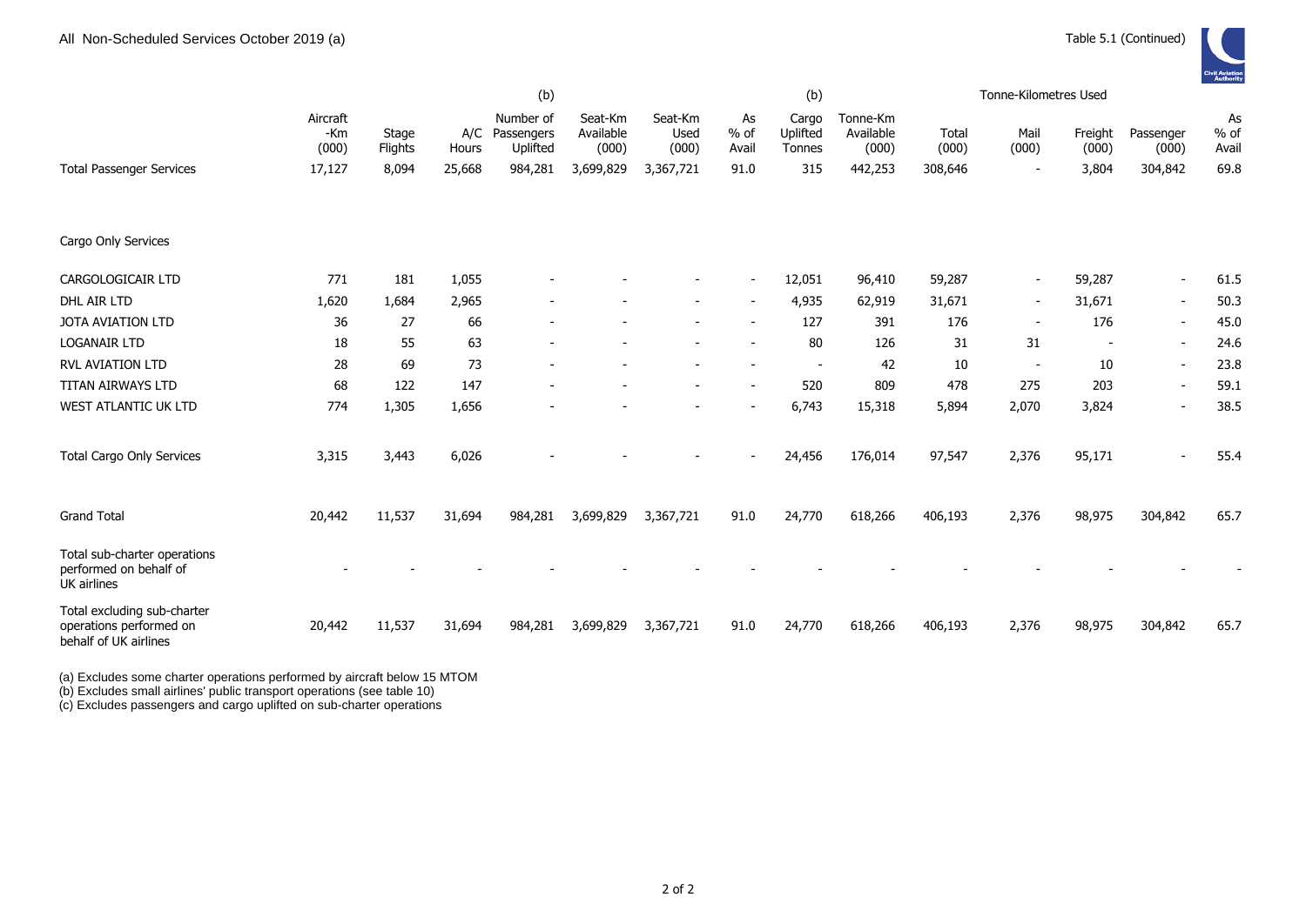All Non-Scheduled Services October 2019 (a)

Table 5.1 (Continued)

| | Aircraft -Km (000) | Stage Flights | A/C Hours | (b) Number of Passengers Uplifted | Seat-Km Available (000) | Seat-Km Used (000) | As % of Avail | (b) Cargo Uplifted Tonnes | Tonne-Km Available (000) | Tonne-Kilometres Used Total (000) | Mail (000) | Freight (000) | Passenger (000) | As % of Avail |
|---|---|---|---|---|---|---|---|---|---|---|---|---|---|---|
| Total Passenger Services | 17,127 | 8,094 | 25,668 | 984,281 | 3,699,829 | 3,367,721 | 91.0 | 315 | 442,253 | 308,646 | - | 3,804 | 304,842 | 69.8 |
| Cargo Only Services | | | | | | | | | | | | | | |
| CARGOLOGICAIR LTD | 771 | 181 | 1,055 | - | - | - | - | 12,051 | 96,410 | 59,287 | - | 59,287 | - | 61.5 |
| DHL AIR LTD | 1,620 | 1,684 | 2,965 | - | - | - | - | 4,935 | 62,919 | 31,671 | - | 31,671 | - | 50.3 |
| JOTA AVIATION LTD | 36 | 27 | 66 | - | - | - | - | 127 | 391 | 176 | - | 176 | - | 45.0 |
| LOGANAIR LTD | 18 | 55 | 63 | - | - | - | - | 80 | 126 | 31 | 31 | - | - | 24.6 |
| RVL AVIATION LTD | 28 | 69 | 73 | - | - | - | - | - | 42 | 10 | - | 10 | - | 23.8 |
| TITAN AIRWAYS LTD | 68 | 122 | 147 | - | - | - | - | 520 | 809 | 478 | 275 | 203 | - | 59.1 |
| WEST ATLANTIC UK LTD | 774 | 1,305 | 1,656 | - | - | - | - | 6,743 | 15,318 | 5,894 | 2,070 | 3,824 | - | 38.5 |
| Total Cargo Only Services | 3,315 | 3,443 | 6,026 | - | - | - | - | 24,456 | 176,014 | 97,547 | 2,376 | 95,171 | - | 55.4 |
| Grand Total | 20,442 | 11,537 | 31,694 | 984,281 | 3,699,829 | 3,367,721 | 91.0 | 24,770 | 618,266 | 406,193 | 2,376 | 98,975 | 304,842 | 65.7 |
| Total sub-charter operations performed on behalf of UK airlines | - | - | - | - | - | - | - | - | - | - | - | - | - | - |
| Total excluding sub-charter operations performed on behalf of UK airlines | 20,442 | 11,537 | 31,694 | 984,281 | 3,699,829 | 3,367,721 | 91.0 | 24,770 | 618,266 | 406,193 | 2,376 | 98,975 | 304,842 | 65.7 |

(a) Excludes some charter operations performed by aircraft below 15 MTOM
(b) Excludes small airlines' public transport operations (see table 10)
(c) Excludes passengers and cargo uplifted on sub-charter operations